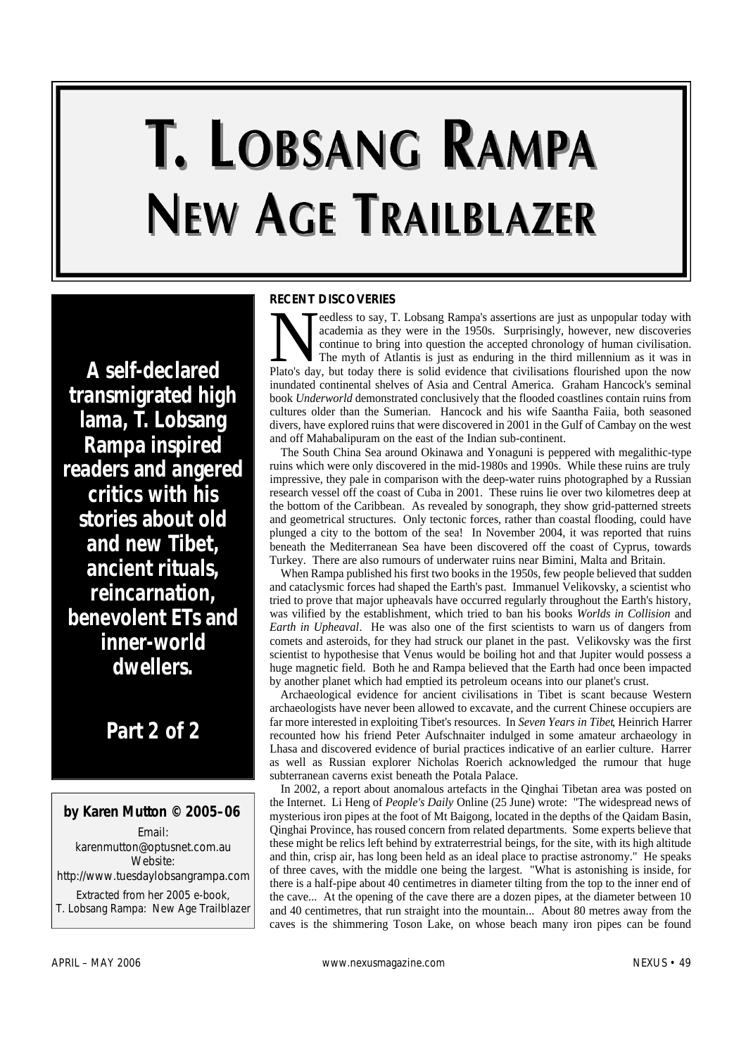# T. LOBSANG RAMPA
# NEW AGE TRAILBLAZER

**A self-declared transmigrated high lama, T. Lobsang Rampa inspired readers and angered critics with his stories about old and new Tibet, ancient rituals, reincarnation, benevolent ETs and inner-world dwellers.**

**Part 2 of 2**

**by Karen Mutton © 2005–06**

Email: karenmutton@optusnet.com.au
Website: http://www.tuesdaylobsangrampa.com

Extracted from her 2005 e-book, *T. Lobsang Rampa: New Age Trailblazer*

## RECENT DISCOVERIES

Needless to say, T. Lobsang Rampa's assertions are just as unpopular today with academia as they were in the 1950s. Surprisingly, however, new discoveries continue to bring into question the accepted chronology of human civilisation. The myth of Atlantis is just as enduring in the third millennium as it was in Plato's day, but today there is solid evidence that civilisations flourished upon the now inundated continental shelves of Asia and Central America. Graham Hancock's seminal book *Underworld* demonstrated conclusively that the flooded coastlines contain ruins from cultures older than the Sumerian. Hancock and his wife Saantha Faiia, both seasoned divers, have explored ruins that were discovered in 2001 in the Gulf of Cambay on the west and off Mahabalipuram on the east of the Indian sub-continent.

The South China Sea around Okinawa and Yonaguni is peppered with megalithic-type ruins which were only discovered in the mid-1980s and 1990s. While these ruins are truly impressive, they pale in comparison with the deep-water ruins photographed by a Russian research vessel off the coast of Cuba in 2001. These ruins lie over two kilometres deep at the bottom of the Caribbean. As revealed by sonograph, they show grid-patterned streets and geometrical structures. Only tectonic forces, rather than coastal flooding, could have plunged a city to the bottom of the sea! In November 2004, it was reported that ruins beneath the Mediterranean Sea have been discovered off the coast of Cyprus, towards Turkey. There are also rumours of underwater ruins near Bimini, Malta and Britain.

When Rampa published his first two books in the 1950s, few people believed that sudden and cataclysmic forces had shaped the Earth's past. Immanuel Velikovsky, a scientist who tried to prove that major upheavals have occurred regularly throughout the Earth's history, was vilified by the establishment, which tried to ban his books *Worlds in Collision* and *Earth in Upheaval*. He was also one of the first scientists to warn us of dangers from comets and asteroids, for they had struck our planet in the past. Velikovsky was the first scientist to hypothesise that Venus would be boiling hot and that Jupiter would possess a huge magnetic field. Both he and Rampa believed that the Earth had once been impacted by another planet which had emptied its petroleum oceans into our planet's crust.

Archaeological evidence for ancient civilisations in Tibet is scant because Western archaeologists have never been allowed to excavate, and the current Chinese occupiers are far more interested in exploiting Tibet's resources. In *Seven Years in Tibet*, Heinrich Harrer recounted how his friend Peter Aufschnaiter indulged in some amateur archaeology in Lhasa and discovered evidence of burial practices indicative of an earlier culture. Harrer as well as Russian explorer Nicholas Roerich acknowledged the rumour that huge subterranean caverns exist beneath the Potala Palace.

In 2002, a report about anomalous artefacts in the Qinghai Tibetan area was posted on the Internet. Li Heng of *People's Daily* Online (25 June) wrote: "The widespread news of mysterious iron pipes at the foot of Mt Baigong, located in the depths of the Qaidam Basin, Qinghai Province, has roused concern from related departments. Some experts believe that these might be relics left behind by extraterrestrial beings, for the site, with its high altitude and thin, crisp air, has long been held as an ideal place to practise astronomy." He speaks of three caves, with the middle one being the largest. "What is astonishing is inside, for there is a half-pipe about 40 centimetres in diameter tilting from the top to the inner end of the cave... At the opening of the cave there are a dozen pipes, at the diameter between 10 and 40 centimetres, that run straight into the mountain... About 80 metres away from the caves is the shimmering Toson Lake, on whose beach many iron pipes can be found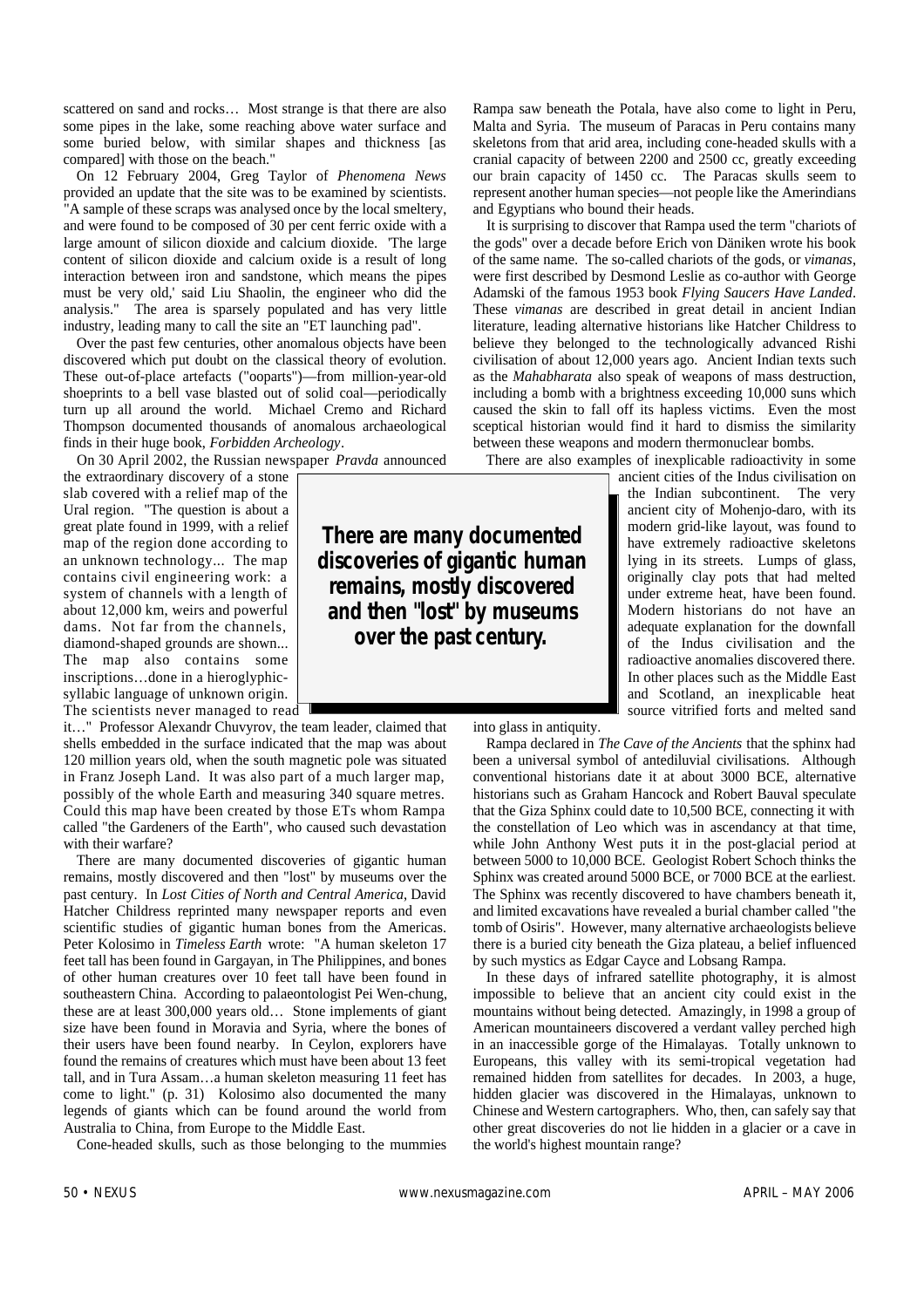scattered on sand and rocks… Most strange is that there are also some pipes in the lake, some reaching above water surface and some buried below, with similar shapes and thickness [as compared] with those on the beach."

On 12 February 2004, Greg Taylor of *Phenomena News* provided an update that the site was to be examined by scientists. "A sample of these scraps was analysed once by the local smeltery, and were found to be composed of 30 per cent ferric oxide with a large amount of silicon dioxide and calcium dioxide. 'The large content of silicon dioxide and calcium oxide is a result of long interaction between iron and sandstone, which means the pipes must be very old,' said Liu Shaolin, the engineer who did the analysis." The area is sparsely populated and has very little industry, leading many to call the site an "ET launching pad".

Over the past few centuries, other anomalous objects have been discovered which put doubt on the classical theory of evolution. These out-of-place artefacts ("ooparts")—from million-year-old shoeprints to a bell vase blasted out of solid coal—periodically turn up all around the world. Michael Cremo and Richard Thompson documented thousands of anomalous archaeological finds in their huge book, *Forbidden Archeology*.

On 30 April 2002, the Russian newspaper *Pravda* announced the extraordinary discovery of a stone slab covered with a relief map of the Ural region. "The question is about a great plate found in 1999, with a relief map of the region done according to an unknown technology... The map contains civil engineering work: a system of channels with a length of about 12,000 km, weirs and powerful dams. Not far from the channels, diamond-shaped grounds are shown... The map also contains some inscriptions…done in a hieroglyphic-syllabic language of unknown origin. The scientists never managed to read it…" Professor Alexandr Chuvyrov, the team leader, claimed that shells embedded in the surface indicated that the map was about 120 million years old, when the south magnetic pole was situated in Franz Joseph Land. It was also part of a much larger map, possibly of the whole Earth and measuring 340 square metres. Could this map have been created by those ETs whom Rampa called "the Gardeners of the Earth", who caused such devastation with their warfare?

**There are many documented discoveries of gigantic human remains, mostly discovered and then "lost" by museums over the past century.**

There are many documented discoveries of gigantic human remains, mostly discovered and then "lost" by museums over the past century. In *Lost Cities of North and Central America*, David Hatcher Childress reprinted many newspaper reports and even scientific studies of gigantic human bones from the Americas. Peter Kolosimo in *Timeless Earth* wrote: "A human skeleton 17 feet tall has been found in Gargayan, in The Philippines, and bones of other human creatures over 10 feet tall have been found in southeastern China. According to palaeontologist Pei Wen-chung, these are at least 300,000 years old… Stone implements of giant size have been found in Moravia and Syria, where the bones of their users have been found nearby. In Ceylon, explorers have found the remains of creatures which must have been about 13 feet tall, and in Tura Assam…a human skeleton measuring 11 feet has come to light." (p. 31) Kolosimo also documented the many legends of giants which can be found around the world from Australia to China, from Europe to the Middle East.

Cone-headed skulls, such as those belonging to the mummies Rampa saw beneath the Potala, have also come to light in Peru, Malta and Syria. The museum of Paracas in Peru contains many skeletons from that arid area, including cone-headed skulls with a cranial capacity of between 2200 and 2500 cc, greatly exceeding our brain capacity of 1450 cc. The Paracas skulls seem to represent another human species—not people like the Amerindians and Egyptians who bound their heads.

It is surprising to discover that Rampa used the term "chariots of the gods" over a decade before Erich von Däniken wrote his book of the same name. The so-called chariots of the gods, or *vimanas*, were first described by Desmond Leslie as co-author with George Adamski of the famous 1953 book *Flying Saucers Have Landed*. These *vimanas* are described in great detail in ancient Indian literature, leading alternative historians like Hatcher Childress to believe they belonged to the technologically advanced Rishi civilisation of about 12,000 years ago. Ancient Indian texts such as the *Mahabharata* also speak of weapons of mass destruction, including a bomb with a brightness exceeding 10,000 suns which caused the skin to fall off its hapless victims. Even the most sceptical historian would find it hard to dismiss the similarity between these weapons and modern thermonuclear bombs.

There are also examples of inexplicable radioactivity in some ancient cities of the Indus civilisation on the Indian subcontinent. The very ancient city of Mohenjo-daro, with its modern grid-like layout, was found to have extremely radioactive skeletons lying in its streets. Lumps of glass, originally clay pots that had melted under extreme heat, have been found. Modern historians do not have an adequate explanation for the downfall of the Indus civilisation and the radioactive anomalies discovered there. In other places such as the Middle East and Scotland, an inexplicable heat source vitrified forts and melted sand into glass in antiquity.

Rampa declared in *The Cave of the Ancients* that the sphinx had been a universal symbol of antediluvial civilisations. Although conventional historians date it at about 3000 BCE, alternative historians such as Graham Hancock and Robert Bauval speculate that the Giza Sphinx could date to 10,500 BCE, connecting it with the constellation of Leo which was in ascendancy at that time, while John Anthony West puts it in the post-glacial period at between 5000 to 10,000 BCE. Geologist Robert Schoch thinks the Sphinx was created around 5000 BCE, or 7000 BCE at the earliest. The Sphinx was recently discovered to have chambers beneath it, and limited excavations have revealed a burial chamber called "the tomb of Osiris". However, many alternative archaeologists believe there is a buried city beneath the Giza plateau, a belief influenced by such mystics as Edgar Cayce and Lobsang Rampa.

In these days of infrared satellite photography, it is almost impossible to believe that an ancient city could exist in the mountains without being detected. Amazingly, in 1998 a group of American mountaineers discovered a verdant valley perched high in an inaccessible gorge of the Himalayas. Totally unknown to Europeans, this valley with its semi-tropical vegetation had remained hidden from satellites for decades. In 2003, a huge, hidden glacier was discovered in the Himalayas, unknown to Chinese and Western cartographers. Who, then, can safely say that other great discoveries do not lie hidden in a glacier or a cave in the world's highest mountain range?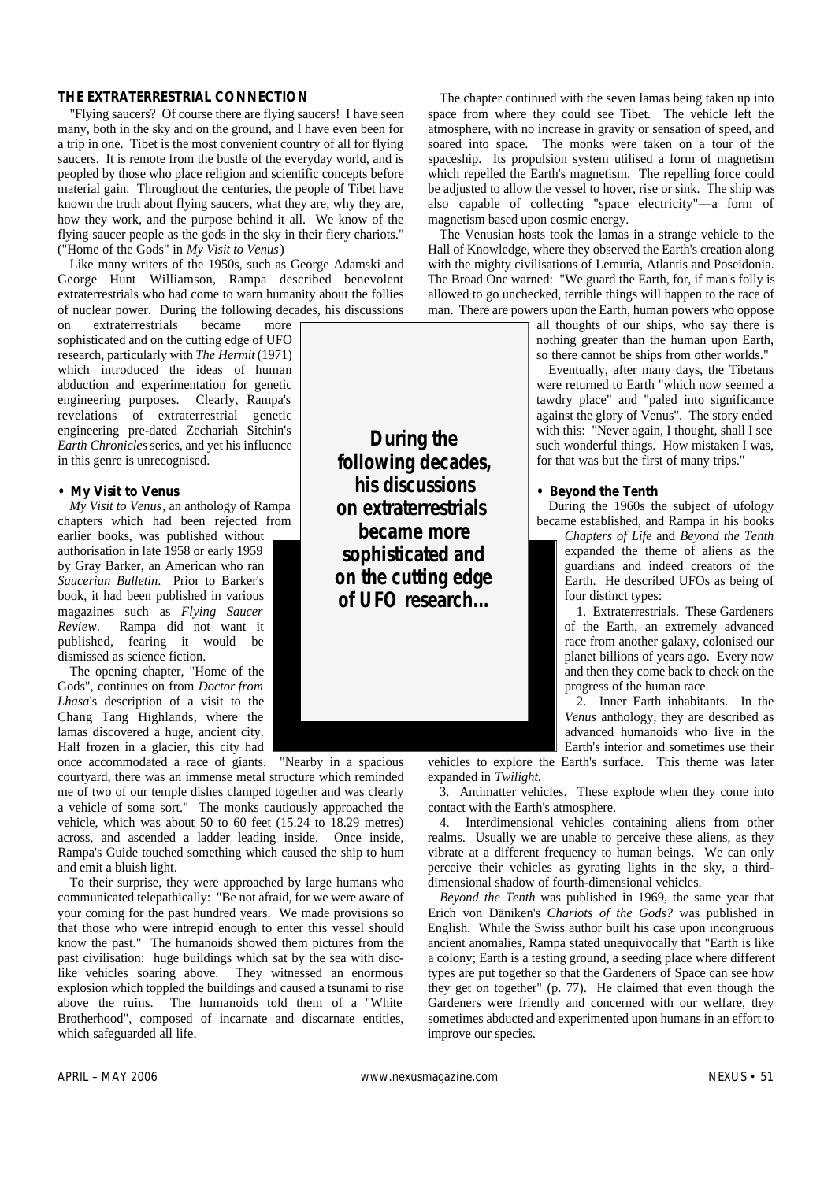## THE EXTRATERRESTRIAL CONNECTION

"Flying saucers? Of course there are flying saucers! I have seen many, both in the sky and on the ground, and I have even been for a trip in one. Tibet is the most convenient country of all for flying saucers. It is remote from the bustle of the everyday world, and is peopled by those who place religion and scientific concepts before material gain. Throughout the centuries, the people of Tibet have known the truth about flying saucers, what they are, why they are, how they work, and the purpose behind it all. We know of the flying saucer people as the gods in the sky in their fiery chariots." ("Home of the Gods" in *My Visit to Venus*)

Like many writers of the 1950s, such as George Adamski and George Hunt Williamson, Rampa described benevolent extraterrestrials who had come to warn humanity about the follies of nuclear power. During the following decades, his discussions on extraterrestrials became more sophisticated and on the cutting edge of UFO research, particularly with *The Hermit* (1971) which introduced the ideas of human abduction and experimentation for genetic engineering purposes. Clearly, Rampa's revelations of extraterrestrial genetic engineering pre-dated Zechariah Sitchin's *Earth Chronicles* series, and yet his influence in this genre is unrecognised.

**During the following decades, his discussions on extraterrestrials became more sophisticated and on the cutting edge of UFO research...**

### • My Visit to Venus

*My Visit to Venus*, an anthology of Rampa chapters which had been rejected from earlier books, was published without authorisation in late 1958 or early 1959 by Gray Barker, an American who ran *Saucerian Bulletin*. Prior to Barker's book, it had been published in various magazines such as *Flying Saucer Review*. Rampa did not want it published, fearing it would be dismissed as science fiction.

The opening chapter, "Home of the Gods", continues on from *Doctor from Lhasa*'s description of a visit to the Chang Tang Highlands, where the lamas discovered a huge, ancient city. Half frozen in a glacier, this city had once accommodated a race of giants. "Nearby in a spacious courtyard, there was an immense metal structure which reminded me of two of our temple dishes clamped together and was clearly a vehicle of some sort." The monks cautiously approached the vehicle, which was about 50 to 60 feet (15.24 to 18.29 metres) across, and ascended a ladder leading inside. Once inside, Rampa's Guide touched something which caused the ship to hum and emit a bluish light.

To their surprise, they were approached by large humans who communicated telepathically: "Be not afraid, for we were aware of your coming for the past hundred years. We made provisions so that those who were intrepid enough to enter this vessel should know the past." The humanoids showed them pictures from the past civilisation: huge buildings which sat by the sea with disc-like vehicles soaring above. They witnessed an enormous explosion which toppled the buildings and caused a tsunami to rise above the ruins. The humanoids told them of a "White Brotherhood", composed of incarnate and discarnate entities, which safeguarded all life.

The chapter continued with the seven lamas being taken up into space from where they could see Tibet. The vehicle left the atmosphere, with no increase in gravity or sensation of speed, and soared into space. The monks were taken on a tour of the spaceship. Its propulsion system utilised a form of magnetism which repelled the Earth's magnetism. The repelling force could be adjusted to allow the vessel to hover, rise or sink. The ship was also capable of collecting "space electricity"—a form of magnetism based upon cosmic energy.

The Venusian hosts took the lamas in a strange vehicle to the Hall of Knowledge, where they observed the Earth's creation along with the mighty civilisations of Lemuria, Atlantis and Poseidonia. The Broad One warned: "We guard the Earth, for, if man's folly is allowed to go unchecked, terrible things will happen to the race of man. There are powers upon the Earth, human powers who oppose all thoughts of our ships, who say there is nothing greater than the human upon Earth, so there cannot be ships from other worlds."

Eventually, after many days, the Tibetans were returned to Earth "which now seemed a tawdry place" and "paled into significance against the glory of Venus". The story ended with this: "Never again, I thought, shall I see such wonderful things. How mistaken I was, for that was but the first of many trips."

### • Beyond the Tenth

During the 1960s the subject of ufology became established, and Rampa in his books *Chapters of Life* and *Beyond the Tenth* expanded the theme of aliens as the guardians and indeed creators of the Earth. He described UFOs as being of four distinct types:

1. Extraterrestrials. These Gardeners of the Earth, an extremely advanced race from another galaxy, colonised our planet billions of years ago. Every now and then they come back to check on the progress of the human race.

2. Inner Earth inhabitants. In the *Venus* anthology, they are described as advanced humanoids who live in the Earth's interior and sometimes use their vehicles to explore the Earth's surface. This theme was later expanded in *Twilight*.

3. Antimatter vehicles. These explode when they come into contact with the Earth's atmosphere.

4. Interdimensional vehicles containing aliens from other realms. Usually we are unable to perceive these aliens, as they vibrate at a different frequency to human beings. We can only perceive their vehicles as gyrating lights in the sky, a third-dimensional shadow of fourth-dimensional vehicles.

*Beyond the Tenth* was published in 1969, the same year that Erich von Däniken's *Chariots of the Gods?* was published in English. While the Swiss author built his case upon incongruous ancient anomalies, Rampa stated unequivocally that "Earth is like a colony; Earth is a testing ground, a seeding place where different types are put together so that the Gardeners of Space can see how they get on together" (p. 77). He claimed that even though the Gardeners were friendly and concerned with our welfare, they sometimes abducted and experimented upon humans in an effort to improve our species.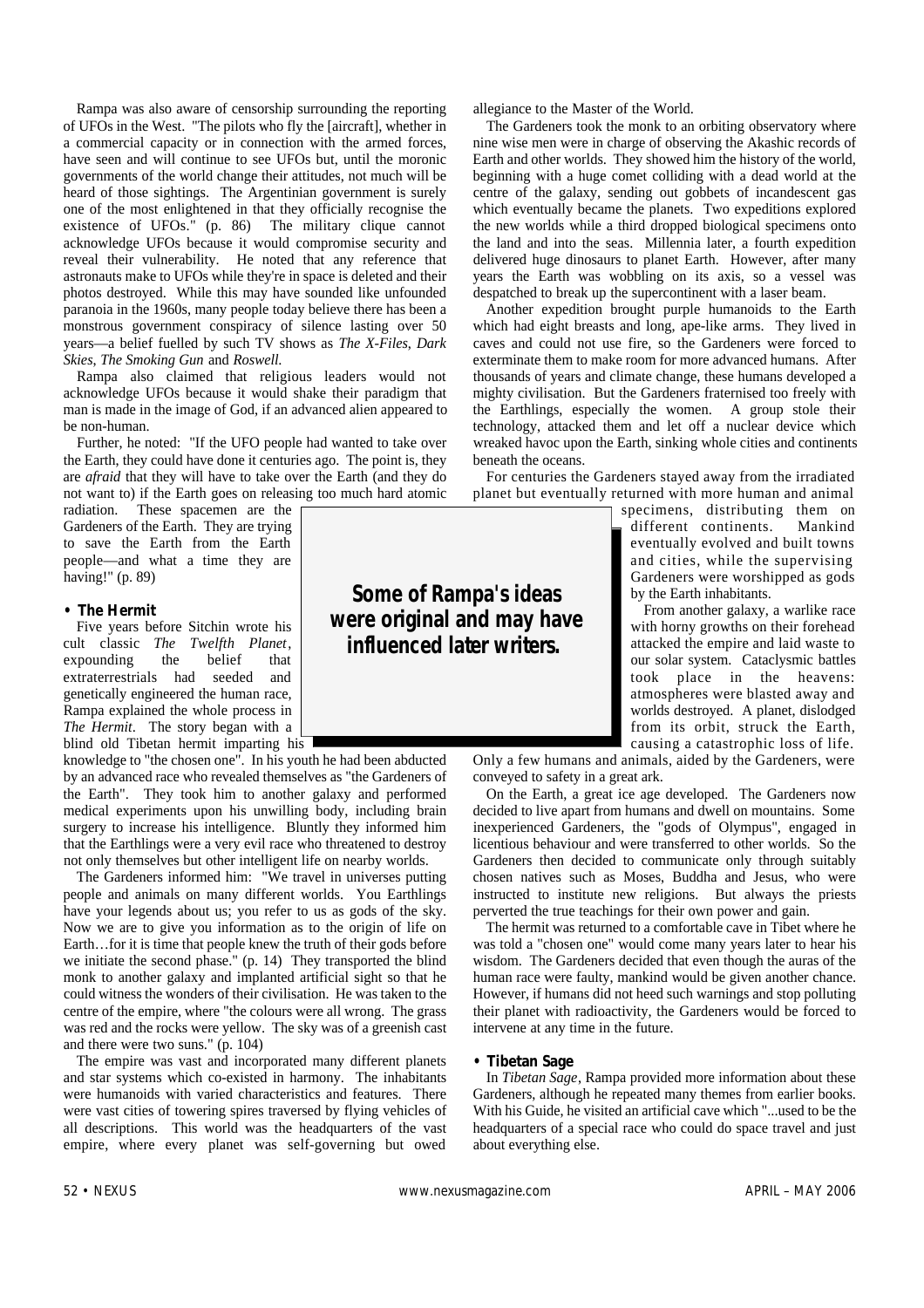Rampa was also aware of censorship surrounding the reporting of UFOs in the West. "The pilots who fly the [aircraft], whether in a commercial capacity or in connection with the armed forces, have seen and will continue to see UFOs but, until the moronic governments of the world change their attitudes, not much will be heard of those sightings. The Argentinian government is surely one of the most enlightened in that they officially recognise the existence of UFOs." (p. 86) The military clique cannot acknowledge UFOs because it would compromise security and reveal their vulnerability. He noted that any reference that astronauts make to UFOs while they're in space is deleted and their photos destroyed. While this may have sounded like unfounded paranoia in the 1960s, many people today believe there has been a monstrous government conspiracy of silence lasting over 50 years—a belief fuelled by such TV shows as *The X-Files*, *Dark Skies*, *The Smoking Gun* and *Roswell*.

Rampa also claimed that religious leaders would not acknowledge UFOs because it would shake their paradigm that man is made in the image of God, if an advanced alien appeared to be non-human.

Further, he noted: "If the UFO people had wanted to take over the Earth, they could have done it centuries ago. The point is, they are *afraid* that they will have to take over the Earth (and they do not want to) if the Earth goes on releasing too much hard atomic radiation. These spacemen are the Gardeners of the Earth. They are trying to save the Earth from the Earth people—and what a time they are having!" (p. 89)

**Some of Rampa's ideas were original and may have influenced later writers.**

**• The Hermit**

Five years before Sitchin wrote his cult classic *The Twelfth Planet*, expounding the belief that extraterrestrials had seeded and genetically engineered the human race, Rampa explained the whole process in *The Hermit*. The story began with a blind old Tibetan hermit imparting his knowledge to "the chosen one". In his youth he had been abducted by an advanced race who revealed themselves as "the Gardeners of the Earth". They took him to another galaxy and performed medical experiments upon his unwilling body, including brain surgery to increase his intelligence. Bluntly they informed him that the Earthlings were a very evil race who threatened to destroy not only themselves but other intelligent life on nearby worlds.

The Gardeners informed him: "We travel in universes putting people and animals on many different worlds. You Earthlings have your legends about us; you refer to us as gods of the sky. Now we are to give you information as to the origin of life on Earth…for it is time that people knew the truth of their gods before we initiate the second phase." (p. 14) They transported the blind monk to another galaxy and implanted artificial sight so that he could witness the wonders of their civilisation. He was taken to the centre of the empire, where "the colours were all wrong. The grass was red and the rocks were yellow. The sky was of a greenish cast and there were two suns." (p. 104)

The empire was vast and incorporated many different planets and star systems which co-existed in harmony. The inhabitants were humanoids with varied characteristics and features. There were vast cities of towering spires traversed by flying vehicles of all descriptions. This world was the headquarters of the vast empire, where every planet was self-governing but owed allegiance to the Master of the World.

The Gardeners took the monk to an orbiting observatory where nine wise men were in charge of observing the Akashic records of Earth and other worlds. They showed him the history of the world, beginning with a huge comet colliding with a dead world at the centre of the galaxy, sending out gobbets of incandescent gas which eventually became the planets. Two expeditions explored the new worlds while a third dropped biological specimens onto the land and into the seas. Millennia later, a fourth expedition delivered huge dinosaurs to planet Earth. However, after many years the Earth was wobbling on its axis, so a vessel was despatched to break up the supercontinent with a laser beam.

Another expedition brought purple humanoids to the Earth which had eight breasts and long, ape-like arms. They lived in caves and could not use fire, so the Gardeners were forced to exterminate them to make room for more advanced humans. After thousands of years and climate change, these humans developed a mighty civilisation. But the Gardeners fraternised too freely with the Earthlings, especially the women. A group stole their technology, attacked them and let off a nuclear device which wreaked havoc upon the Earth, sinking whole cities and continents beneath the oceans.

For centuries the Gardeners stayed away from the irradiated planet but eventually returned with more human and animal specimens, distributing them on different continents. Mankind eventually evolved and built towns and cities, while the supervising Gardeners were worshipped as gods by the Earth inhabitants.

From another galaxy, a warlike race with horny growths on their forehead attacked the empire and laid waste to our solar system. Cataclysmic battles took place in the heavens: atmospheres were blasted away and worlds destroyed. A planet, dislodged from its orbit, struck the Earth, causing a catastrophic loss of life. Only a few humans and animals, aided by the Gardeners, were conveyed to safety in a great ark.

On the Earth, a great ice age developed. The Gardeners now decided to live apart from humans and dwell on mountains. Some inexperienced Gardeners, the "gods of Olympus", engaged in licentious behaviour and were transferred to other worlds. So the Gardeners then decided to communicate only through suitably chosen natives such as Moses, Buddha and Jesus, who were instructed to institute new religions. But always the priests perverted the true teachings for their own power and gain.

The hermit was returned to a comfortable cave in Tibet where he was told a "chosen one" would come many years later to hear his wisdom. The Gardeners decided that even though the auras of the human race were faulty, mankind would be given another chance. However, if humans did not heed such warnings and stop polluting their planet with radioactivity, the Gardeners would be forced to intervene at any time in the future.

**• Tibetan Sage**

In *Tibetan Sage*, Rampa provided more information about these Gardeners, although he repeated many themes from earlier books. With his Guide, he visited an artificial cave which "...used to be the headquarters of a special race who could do space travel and just about everything else.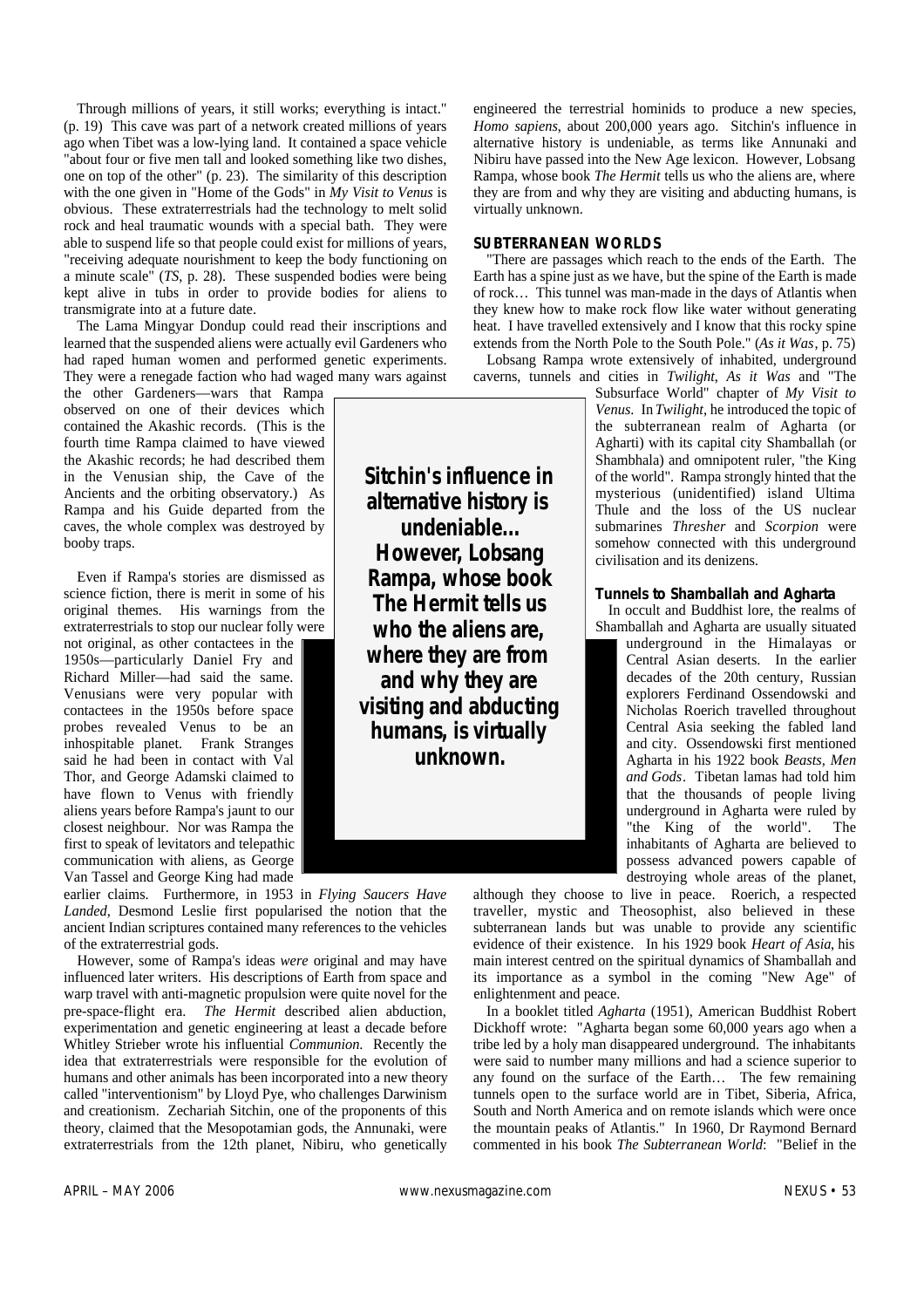Through millions of years, it still works; everything is intact." (p. 19) This cave was part of a network created millions of years ago when Tibet was a low-lying land. It contained a space vehicle "about four or five men tall and looked something like two dishes, one on top of the other" (p. 23). The similarity of this description with the one given in "Home of the Gods" in *My Visit to Venus* is obvious. These extraterrestrials had the technology to melt solid rock and heal traumatic wounds with a special bath. They were able to suspend life so that people could exist for millions of years, "receiving adequate nourishment to keep the body functioning on a minute scale" (*TS*, p. 28). These suspended bodies were being kept alive in tubs in order to provide bodies for aliens to transmigrate into at a future date.

The Lama Mingyar Dondup could read their inscriptions and learned that the suspended aliens were actually evil Gardeners who had raped human women and performed genetic experiments. They were a renegade faction who had waged many wars against the other Gardeners—wars that Rampa observed on one of their devices which contained the Akashic records. (This is the fourth time Rampa claimed to have viewed the Akashic records; he had described them in the Venusian ship, the Cave of the Ancients and the orbiting observatory.) As Rampa and his Guide departed from the caves, the whole complex was destroyed by booby traps.

Even if Rampa's stories are dismissed as science fiction, there is merit in some of his original themes. His warnings from the extraterrestrials to stop our nuclear folly were not original, as other contactees in the 1950s—particularly Daniel Fry and Richard Miller—had said the same. Venusians were very popular with contactees in the 1950s before space probes revealed Venus to be an inhospitable planet. Frank Stranges said he had been in contact with Val Thor, and George Adamski claimed to have flown to Venus with friendly aliens years before Rampa's jaunt to our closest neighbour. Nor was Rampa the first to speak of levitators and telepathic communication with aliens, as George Van Tassel and George King had made earlier claims. Furthermore, in 1953 in *Flying Saucers Have Landed*, Desmond Leslie first popularised the notion that the ancient Indian scriptures contained many references to the vehicles of the extraterrestrial gods.

However, some of Rampa's ideas *were* original and may have influenced later writers. His descriptions of Earth from space and warp travel with anti-magnetic propulsion were quite novel for the pre-space-flight era. *The Hermit* described alien abduction, experimentation and genetic engineering at least a decade before Whitley Strieber wrote his influential *Communion*. Recently the idea that extraterrestrials were responsible for the evolution of humans and other animals has been incorporated into a new theory called "interventionism" by Lloyd Pye, who challenges Darwinism and creationism. Zechariah Sitchin, one of the proponents of this theory, claimed that the Mesopotamian gods, the Annunaki, were extraterrestrials from the 12th planet, Nibiru, who genetically engineered the terrestrial hominids to produce a new species, *Homo sapiens*, about 200,000 years ago. Sitchin's influence in alternative history is undeniable, as terms like Annunaki and Nibiru have passed into the New Age lexicon. However, Lobsang Rampa, whose book *The Hermit* tells us who the aliens are, where they are from and why they are visiting and abducting humans, is virtually unknown.

**Sitchin's influence in alternative history is undeniable... However, Lobsang Rampa, whose book The Hermit tells us who the aliens are, where they are from and why they are visiting and abducting humans, is virtually unknown.**

## SUBTERRANEAN WORLDS

"There are passages which reach to the ends of the Earth. The Earth has a spine just as we have, but the spine of the Earth is made of rock… This tunnel was man-made in the days of Atlantis when they knew how to make rock flow like water without generating heat. I have travelled extensively and I know that this rocky spine extends from the North Pole to the South Pole." (*As it Was*, p. 75)

Lobsang Rampa wrote extensively of inhabited, underground caverns, tunnels and cities in *Twilight*, *As it Was* and "The Subsurface World" chapter of *My Visit to Venus*. In *Twilight*, he introduced the topic of the subterranean realm of Agharta (or Agharti) with its capital city Shamballah (or Shambhala) and omnipotent ruler, "the King of the world". Rampa strongly hinted that the mysterious (unidentified) island Ultima Thule and the loss of the US nuclear submarines *Thresher* and *Scorpion* were somehow connected with this underground civilisation and its denizens.

### Tunnels to Shamballah and Agharta

In occult and Buddhist lore, the realms of Shamballah and Agharta are usually situated underground in the Himalayas or Central Asian deserts. In the earlier decades of the 20th century, Russian explorers Ferdinand Ossendowski and Nicholas Roerich travelled throughout Central Asia seeking the fabled land and city. Ossendowski first mentioned Agharta in his 1922 book *Beasts, Men and Gods*. Tibetan lamas had told him that the thousands of people living underground in Agharta were ruled by "the King of the world". The inhabitants of Agharta are believed to possess advanced powers capable of destroying whole areas of the planet, although they choose to live in peace. Roerich, a respected traveller, mystic and Theosophist, also believed in these subterranean lands but was unable to provide any scientific evidence of their existence. In his 1929 book *Heart of Asia*, his main interest centred on the spiritual dynamics of Shamballah and its importance as a symbol in the coming "New Age" of enlightenment and peace.

In a booklet titled *Agharta* (1951), American Buddhist Robert Dickhoff wrote: "Agharta began some 60,000 years ago when a tribe led by a holy man disappeared underground. The inhabitants were said to number many millions and had a science superior to any found on the surface of the Earth… The few remaining tunnels open to the surface world are in Tibet, Siberia, Africa, South and North America and on remote islands which were once the mountain peaks of Atlantis." In 1960, Dr Raymond Bernard commented in his book *The Subterranean World*: "Belief in the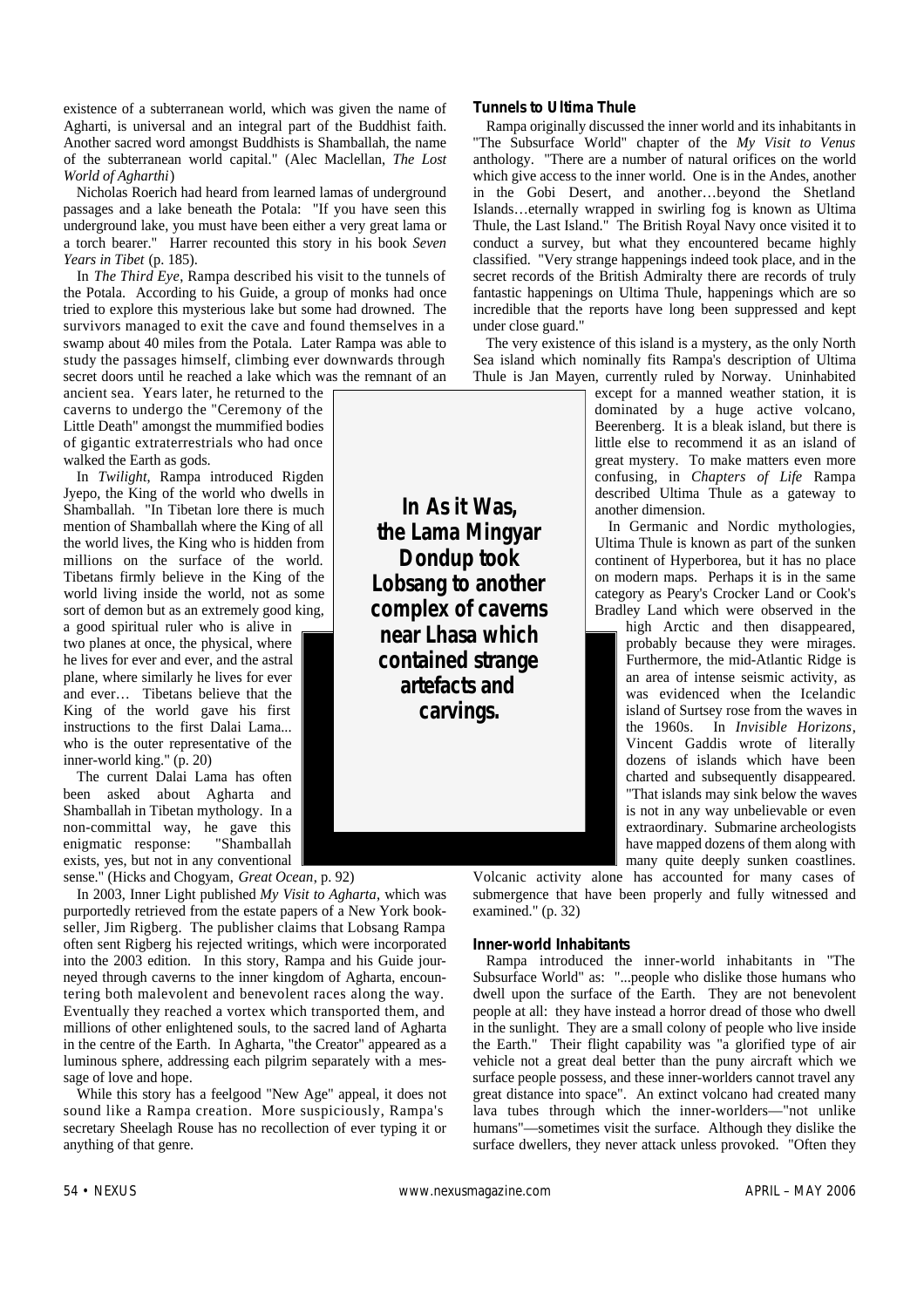existence of a subterranean world, which was given the name of Agharti, is universal and an integral part of the Buddhist faith. Another sacred word amongst Buddhists is Shamballah, the name of the subterranean world capital." (Alec Maclellan, *The Lost World of Agharthi*)

Nicholas Roerich had heard from learned lamas of underground passages and a lake beneath the Potala: "If you have seen this underground lake, you must have been either a very great lama or a torch bearer." Harrer recounted this story in his book *Seven Years in Tibet* (p. 185).

In *The Third Eye*, Rampa described his visit to the tunnels of the Potala. According to his Guide, a group of monks had once tried to explore this mysterious lake but some had drowned. The survivors managed to exit the cave and found themselves in a swamp about 40 miles from the Potala. Later Rampa was able to study the passages himself, climbing ever downwards through secret doors until he reached a lake which was the remnant of an ancient sea. Years later, he returned to the caverns to undergo the "Ceremony of the Little Death" amongst the mummified bodies of gigantic extraterrestrials who had once walked the Earth as gods.

In *Twilight*, Rampa introduced Rigden Jyepo, the King of the world who dwells in Shamballah. "In Tibetan lore there is much mention of Shamballah where the King of all the world lives, the King who is hidden from millions on the surface of the world. Tibetans firmly believe in the King of the world living inside the world, not as some sort of demon but as an extremely good king, a good spiritual ruler who is alive in two planes at once, the physical, where he lives for ever and ever, and the astral plane, where similarly he lives for ever and ever… Tibetans believe that the King of the world gave his first instructions to the first Dalai Lama... who is the outer representative of the inner-world king." (p. 20)

The current Dalai Lama has often been asked about Agharta and Shamballah in Tibetan mythology. In a non-committal way, he gave this enigmatic response: "Shamballah exists, yes, but not in any conventional sense." (Hicks and Chogyam, *Great Ocean*, p. 92)

In 2003, Inner Light published *My Visit to Agharta*, which was purportedly retrieved from the estate papers of a New York bookseller, Jim Rigberg. The publisher claims that Lobsang Rampa often sent Rigberg his rejected writings, which were incorporated into the 2003 edition. In this story, Rampa and his Guide journeyed through caverns to the inner kingdom of Agharta, encountering both malevolent and benevolent races along the way. Eventually they reached a vortex which transported them, and millions of other enlightened souls, to the sacred land of Agharta in the centre of the Earth. In Agharta, "the Creator" appeared as a luminous sphere, addressing each pilgrim separately with a message of love and hope.

While this story has a feelgood "New Age" appeal, it does not sound like a Rampa creation. More suspiciously, Rampa's secretary Sheelagh Rouse has no recollection of ever typing it or anything of that genre.

**In As it Was, the Lama Mingyar Dondup took Lobsang to another complex of caverns near Lhasa which contained strange artefacts and carvings.**

### Tunnels to Ultima Thule

Rampa originally discussed the inner world and its inhabitants in "The Subsurface World" chapter of the *My Visit to Venus* anthology. "There are a number of natural orifices on the world which give access to the inner world. One is in the Andes, another in the Gobi Desert, and another…beyond the Shetland Islands…eternally wrapped in swirling fog is known as Ultima Thule, the Last Island." The British Royal Navy once visited it to conduct a survey, but what they encountered became highly classified. "Very strange happenings indeed took place, and in the secret records of the British Admiralty there are records of truly fantastic happenings on Ultima Thule, happenings which are so incredible that the reports have long been suppressed and kept under close guard."

The very existence of this island is a mystery, as the only North Sea island which nominally fits Rampa's description of Ultima Thule is Jan Mayen, currently ruled by Norway. Uninhabited except for a manned weather station, it is dominated by a huge active volcano, Beerenberg. It is a bleak island, but there is little else to recommend it as an island of great mystery. To make matters even more confusing, in *Chapters of Life* Rampa described Ultima Thule as a gateway to another dimension.

In Germanic and Nordic mythologies, Ultima Thule is known as part of the sunken continent of Hyperborea, but it has no place on modern maps. Perhaps it is in the same category as Peary's Crocker Land or Cook's Bradley Land which were observed in the high Arctic and then disappeared, probably because they were mirages. Furthermore, the mid-Atlantic Ridge is an area of intense seismic activity, as was evidenced when the Icelandic island of Surtsey rose from the waves in the 1960s. In *Invisible Horizons*, Vincent Gaddis wrote of literally dozens of islands which have been charted and subsequently disappeared. "That islands may sink below the waves is not in any way unbelievable or even extraordinary. Submarine archeologists have mapped dozens of them along with many quite deeply sunken coastlines. Volcanic activity alone has accounted for many cases of submergence that have been properly and fully witnessed and examined." (p. 32)

### Inner-world Inhabitants

Rampa introduced the inner-world inhabitants in "The Subsurface World" as: "...people who dislike those humans who dwell upon the surface of the Earth. They are not benevolent people at all: they have instead a horror dread of those who dwell in the sunlight. They are a small colony of people who live inside the Earth." Their flight capability was "a glorified type of air vehicle not a great deal better than the puny aircraft which we surface people possess, and these inner-worlders cannot travel any great distance into space". An extinct volcano had created many lava tubes through which the inner-worlders—"not unlike humans"—sometimes visit the surface. Although they dislike the surface dwellers, they never attack unless provoked. "Often they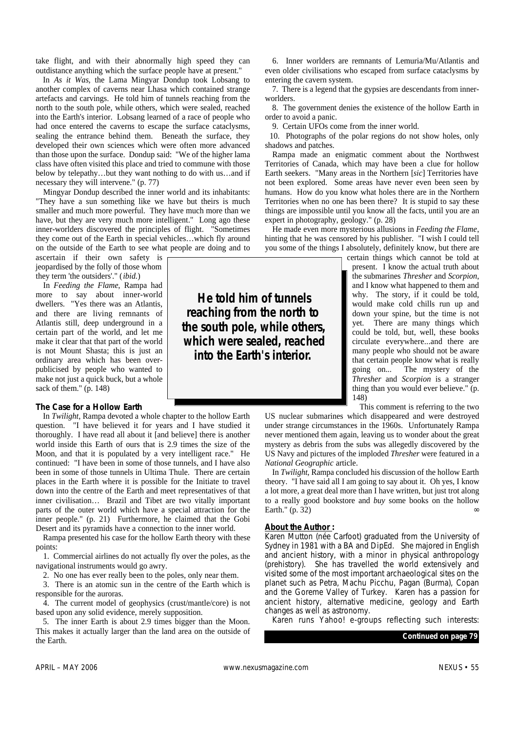take flight, and with their abnormally high speed they can outdistance anything which the surface people have at present."

In *As it Was*, the Lama Mingyar Dondup took Lobsang to another complex of caverns near Lhasa which contained strange artefacts and carvings. He told him of tunnels reaching from the north to the south pole, while others, which were sealed, reached into the Earth's interior. Lobsang learned of a race of people who had once entered the caverns to escape the surface cataclysms, sealing the entrance behind them. Beneath the surface, they developed their own sciences which were often more advanced than those upon the surface. Dondup said: "We of the higher lama class have often visited this place and tried to commune with those below by telepathy…but they want nothing to do with us…and if necessary they will intervene." (p. 77)

Mingyar Dondup described the inner world and its inhabitants: "They have a sun something like we have but theirs is much smaller and much more powerful. They have much more than we have, but they are very much more intelligent." Long ago these inner-worlders discovered the principles of flight. "Sometimes they come out of the Earth in special vehicles…which fly around on the outside of the Earth to see what people are doing and to ascertain if their own safety is jeopardised by the folly of those whom they term 'the outsiders'." (*ibid.*)

In *Feeding the Flame*, Rampa had more to say about inner-world dwellers. "Yes there was an Atlantis, and there are living remnants of Atlantis still, deep underground in a certain part of the world, and let me make it clear that that part of the world is not Mount Shasta; this is just an ordinary area which has been over-publicised by people who wanted to make not just a quick buck, but a whole sack of them." (p. 148)

**He told him of tunnels reaching from the north to the south pole, while others, which were sealed, reached into the Earth's interior.**

### The Case for a Hollow Earth

In *Twilight*, Rampa devoted a whole chapter to the hollow Earth question. "I have believed it for years and I have studied it thoroughly. I have read all about it [and believe] there is another world inside this Earth of ours that is 2.9 times the size of the Moon, and that it is populated by a very intelligent race." He continued: "I have been in some of those tunnels, and I have also been in some of those tunnels in Ultima Thule. There are certain places in the Earth where it is possible for the Initiate to travel down into the centre of the Earth and meet representatives of that inner civilisation… Brazil and Tibet are two vitally important parts of the outer world which have a special attraction for the inner people." (p. 21) Furthermore, he claimed that the Gobi Desert and its pyramids have a connection to the inner world.

Rampa presented his case for the hollow Earth theory with these points:

1. Commercial airlines do not actually fly over the poles, as the navigational instruments would go awry.
2. No one has ever really been to the poles, only near them.
3. There is an atomic sun in the centre of the Earth which is responsible for the auroras.
4. The current model of geophysics (crust/mantle/core) is not based upon any solid evidence, merely supposition.
5. The inner Earth is about 2.9 times bigger than the Moon. This makes it actually larger than the land area on the outside of the Earth.
6. Inner worlders are remnants of Lemuria/Mu/Atlantis and even older civilisations who escaped from surface cataclysms by entering the cavern system.
7. There is a legend that the gypsies are descendants from inner-worlders.
8. The government denies the existence of the hollow Earth in order to avoid a panic.
9. Certain UFOs come from the inner world.
10. Photographs of the polar regions do not show holes, only shadows and patches.

Rampa made an enigmatic comment about the Northwest Territories of Canada, which may have been a clue for hollow Earth seekers. "Many areas in the Northern [*sic*] Territories have not been explored. Some areas have never even been seen by humans. How do you know what holes there are in the Northern Territories when no one has been there? It is stupid to say these things are impossible until you know all the facts, until you are an expert in photography, geology." (p. 28)

He made even more mysterious allusions in *Feeding the Flame*, hinting that he was censored by his publisher. "I wish I could tell you some of the things I absolutely, definitely know, but there are certain things which cannot be told at present. I know the actual truth about the submarines *Thresher* and *Scorpion*, and I know what happened to them and why. The story, if it could be told, would make cold chills run up and down your spine, but the time is not yet. There are many things which could be told, but, well, these books circulate everywhere...and there are many people who should not be aware that certain people know what is really going on... The mystery of the *Thresher* and *Scorpion* is a stranger thing than you would ever believe." (p. 148)

This comment is referring to the two US nuclear submarines which disappeared and were destroyed under strange circumstances in the 1960s. Unfortunately Rampa never mentioned them again, leaving us to wonder about the great mystery as debris from the subs was allegedly discovered by the US Navy and pictures of the imploded *Thresher* were featured in a *National Geographic* article.

In *Twilight*, Rampa concluded his discussion of the hollow Earth theory. "I have said all I am going to say about it. Oh yes, I know a lot more, a great deal more than I have written, but just trot along to a really good bookstore and *buy* some books on the hollow Earth." (p. 32) ∞

**About the Author:**

Karen Mutton (née Carfoot) graduated from the University of Sydney in 1981 with a BA and DipEd. She majored in English and ancient history, with a minor in physical anthropology (prehistory). She has travelled the world extensively and visited some of the most important archaeological sites on the planet such as Petra, Machu Picchu, Pagan (Burma), Copan and the Goreme Valley of Turkey. Karen has a passion for ancient history, alternative medicine, geology and Earth changes as well as astronomy.

Karen runs Yahoo! e-groups reflecting such interests:

**Continued on page 79**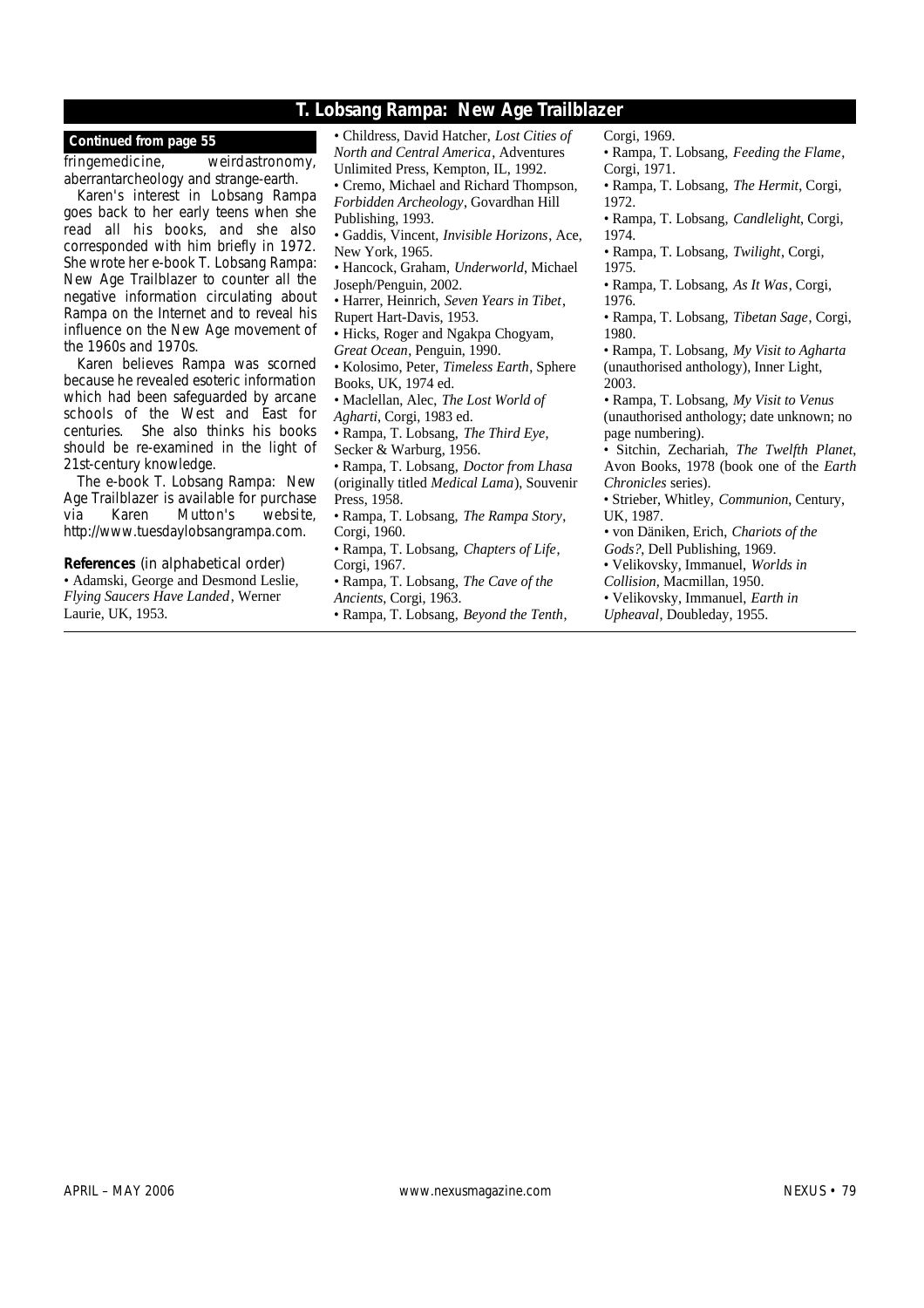## T. Lobsang Rampa: New Age Trailblazer

**Continued from page 55**

fringemedicine, weirdastronomy, aberrantarcheology and strange-earth.

Karen's interest in Lobsang Rampa goes back to her early teens when she read all his books, and she also corresponded with him briefly in 1972. She wrote her e-book T. Lobsang Rampa: New Age Trailblazer to counter all the negative information circulating about Rampa on the Internet and to reveal his influence on the New Age movement of the 1960s and 1970s.

Karen believes Rampa was scorned because he revealed esoteric information which had been safeguarded by arcane schools of the West and East for centuries. She also thinks his books should be re-examined in the light of 21st-century knowledge.

The e-book T. Lobsang Rampa: New Age Trailblazer is available for purchase via Karen Mutton's website, http://www.tuesdaylobsangrampa.com.

**References** (in alphabetical order)

- Adamski, George and Desmond Leslie, *Flying Saucers Have Landed*, Werner Laurie, UK, 1953.
- Childress, David Hatcher, *Lost Cities of North and Central America*, Adventures Unlimited Press, Kempton, IL, 1992.
- Cremo, Michael and Richard Thompson, *Forbidden Archeology*, Govardhan Hill Publishing, 1993.
- Gaddis, Vincent, *Invisible Horizons*, Ace, New York, 1965.
- Hancock, Graham, *Underworld*, Michael Joseph/Penguin, 2002.
- Harrer, Heinrich, *Seven Years in Tibet*, Rupert Hart-Davis, 1953.
- Hicks, Roger and Ngakpa Chogyam, *Great Ocean*, Penguin, 1990.
- Kolosimo, Peter, *Timeless Earth*, Sphere Books, UK, 1974 ed.
- Maclellan, Alec, *The Lost World of Agharti*, Corgi, 1983 ed.
- Rampa, T. Lobsang, *The Third Eye*, Secker & Warburg, 1956.
- Rampa, T. Lobsang, *Doctor from Lhasa* (originally titled *Medical Lama*), Souvenir Press, 1958.
- Rampa, T. Lobsang, *The Rampa Story*, Corgi, 1960.
- Rampa, T. Lobsang, *Chapters of Life*, Corgi, 1967.
- Rampa, T. Lobsang, *The Cave of the Ancients*, Corgi, 1963.
- Rampa, T. Lobsang, *Beyond the Tenth*, Corgi, 1969.
- Rampa, T. Lobsang, *Feeding the Flame*, Corgi, 1971.
- Rampa, T. Lobsang, *The Hermit*, Corgi, 1972.
- Rampa, T. Lobsang, *Candlelight*, Corgi, 1974.
- Rampa, T. Lobsang, *Twilight*, Corgi, 1975.
- Rampa, T. Lobsang, *As It Was*, Corgi, 1976.
- Rampa, T. Lobsang, *Tibetan Sage*, Corgi, 1980.
- Rampa, T. Lobsang, *My Visit to Agharta* (unauthorised anthology), Inner Light, 2003.
- Rampa, T. Lobsang, *My Visit to Venus* (unauthorised anthology; date unknown; no page numbering).
- Sitchin, Zechariah, *The Twelfth Planet*, Avon Books, 1978 (book one of the *Earth Chronicles* series).
- Strieber, Whitley, *Communion*, Century, UK, 1987.
- von Däniken, Erich, *Chariots of the Gods?*, Dell Publishing, 1969.
- Velikovsky, Immanuel, *Worlds in Collision*, Macmillan, 1950.
- Velikovsky, Immanuel, *Earth in Upheaval*, Doubleday, 1955.